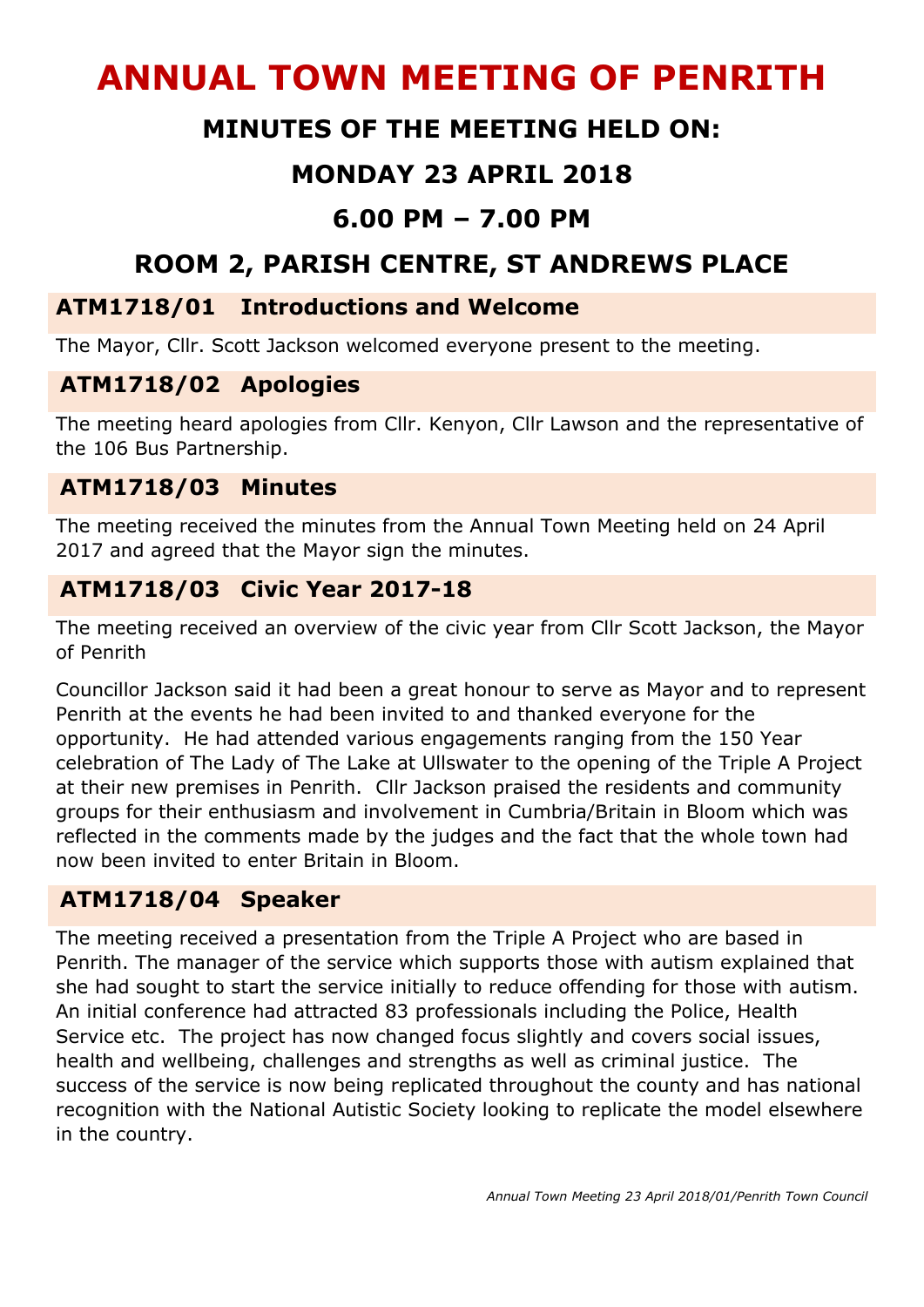# ANNUAL TOWN MEETING OF PENRITH

## MINUTES OF THE MEETING HELD ON:

## MONDAY 23 APRIL 2018

## 6.00 PM – 7.00 PM

## ROOM 2, PARISH CENTRE, ST ANDREWS PLACE

### ATM1718/01 Introductions and Welcome

The Mayor, Cllr. Scott Jackson welcomed everyone present to the meeting.

### ATM1718/02 Apologies

The meeting heard apologies from Cllr. Kenyon, Cllr Lawson and the representative of the 106 Bus Partnership.

### ATM1718/03 Minutes

The meeting received the minutes from the Annual Town Meeting held on 24 April 2017 and agreed that the Mayor sign the minutes.

### ATM1718/03 Civic Year 2017-18

The meeting received an overview of the civic year from Cllr Scott Jackson, the Mayor of Penrith

Councillor Jackson said it had been a great honour to serve as Mayor and to represent Penrith at the events he had been invited to and thanked everyone for the opportunity. He had attended various engagements ranging from the 150 Year celebration of The Lady of The Lake at Ullswater to the opening of the Triple A Project at their new premises in Penrith. Cllr Jackson praised the residents and community groups for their enthusiasm and involvement in Cumbria/Britain in Bloom which was reflected in the comments made by the judges and the fact that the whole town had now been invited to enter Britain in Bloom.

### ATM1718/04 Speaker

The meeting received a presentation from the Triple A Project who are based in Penrith. The manager of the service which supports those with autism explained that she had sought to start the service initially to reduce offending for those with autism. An initial conference had attracted 83 professionals including the Police, Health Service etc. The project has now changed focus slightly and covers social issues, health and wellbeing, challenges and strengths as well as criminal justice. The success of the service is now being replicated throughout the county and has national recognition with the National Autistic Society looking to replicate the model elsewhere in the country.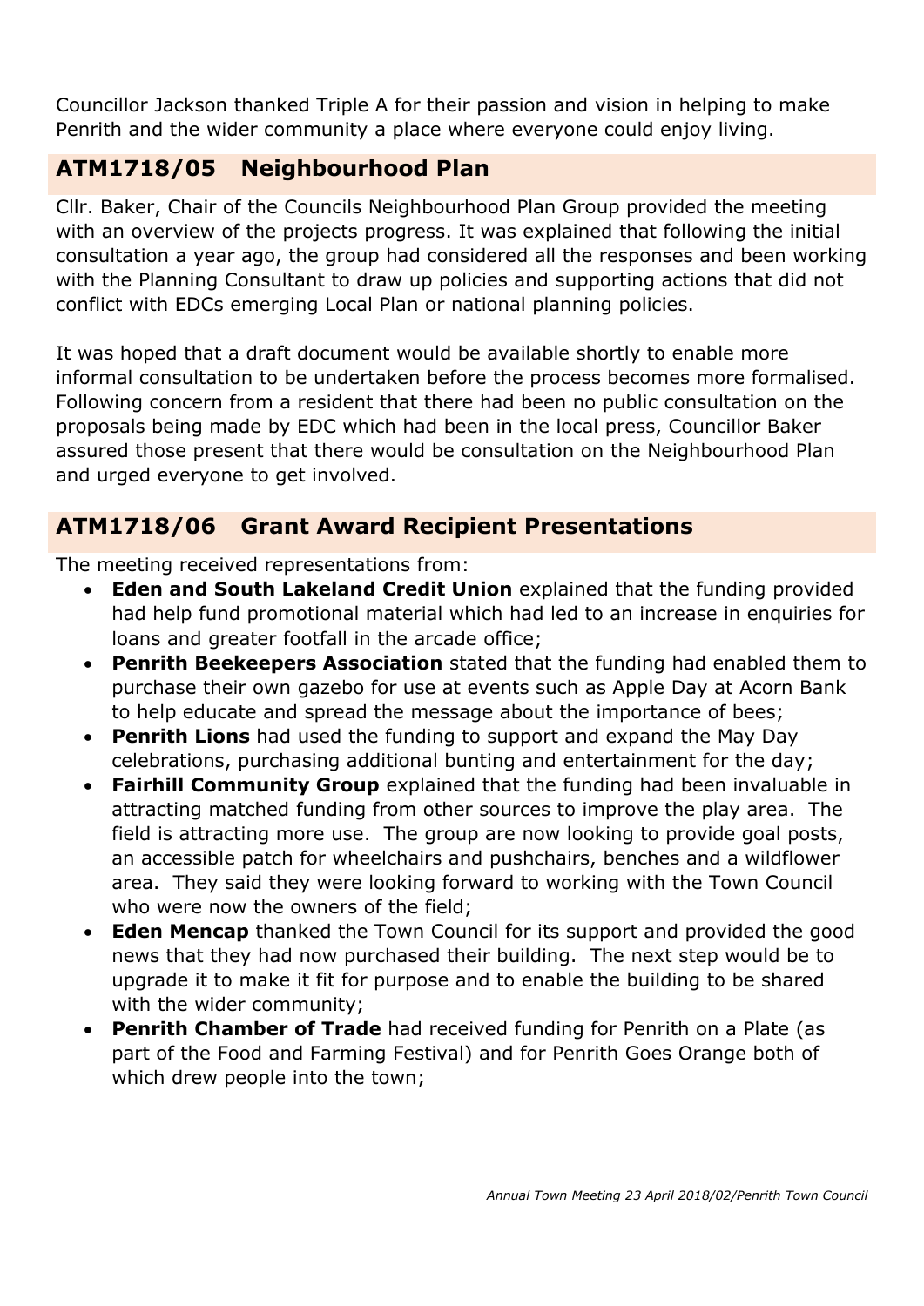Councillor Jackson thanked Triple A for their passion and vision in helping to make Penrith and the wider community a place where everyone could enjoy living.

## ATM1718/05 Neighbourhood Plan

Cllr. Baker, Chair of the Councils Neighbourhood Plan Group provided the meeting with an overview of the projects progress. It was explained that following the initial consultation a year ago, the group had considered all the responses and been working with the Planning Consultant to draw up policies and supporting actions that did not conflict with EDCs emerging Local Plan or national planning policies.

It was hoped that a draft document would be available shortly to enable more informal consultation to be undertaken before the process becomes more formalised. Following concern from a resident that there had been no public consultation on the proposals being made by EDC which had been in the local press, Councillor Baker assured those present that there would be consultation on the Neighbourhood Plan and urged everyone to get involved.

## ATM1718/06 Grant Award Recipient Presentations

The meeting received representations from:

- **Eden and South Lakeland Credit Union** explained that the funding provided had help fund promotional material which had led to an increase in enquiries for loans and greater footfall in the arcade office;
- **Penrith Beekeepers Association** stated that the funding had enabled them to purchase their own gazebo for use at events such as Apple Day at Acorn Bank to help educate and spread the message about the importance of bees;
- **Penrith Lions** had used the funding to support and expand the May Day celebrations, purchasing additional bunting and entertainment for the day;
- **Fairhill Community Group** explained that the funding had been invaluable in attracting matched funding from other sources to improve the play area. The field is attracting more use. The group are now looking to provide goal posts, an accessible patch for wheelchairs and pushchairs, benches and a wildflower area. They said they were looking forward to working with the Town Council who were now the owners of the field;
- **Eden Mencap** thanked the Town Council for its support and provided the good news that they had now purchased their building. The next step would be to upgrade it to make it fit for purpose and to enable the building to be shared with the wider community;
- **Penrith Chamber of Trade** had received funding for Penrith on a Plate (as part of the Food and Farming Festival) and for Penrith Goes Orange both of which drew people into the town;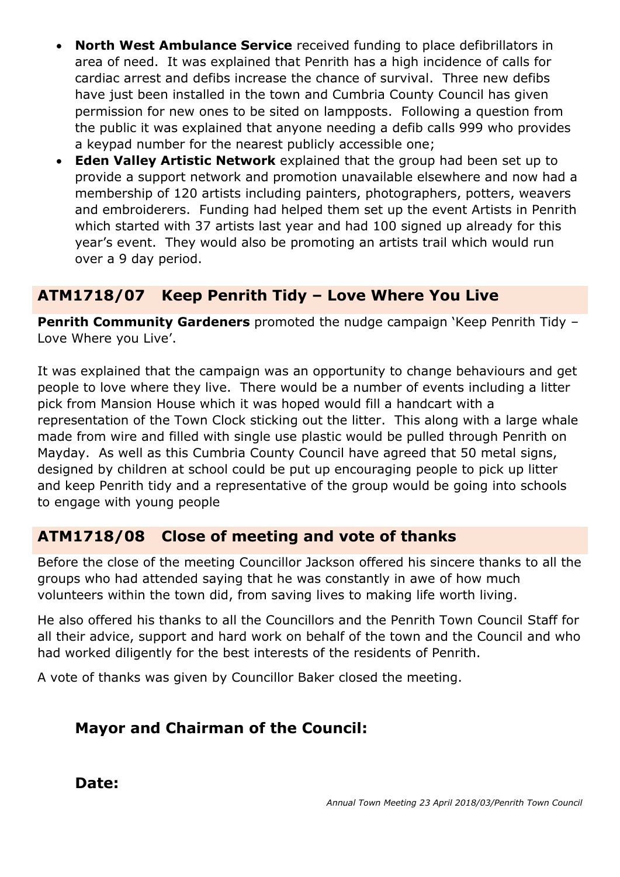- **North West Ambulance Service** received funding to place defibrillators in area of need. It was explained that Penrith has a high incidence of calls for cardiac arrest and defibs increase the chance of survival. Three new defibs have just been installed in the town and Cumbria County Council has given permission for new ones to be sited on lampposts. Following a question from the public it was explained that anyone needing a defib calls 999 who provides a keypad number for the nearest publicly accessible one;
- **Eden Valley Artistic Network** explained that the group had been set up to provide a support network and promotion unavailable elsewhere and now had a membership of 120 artists including painters, photographers, potters, weavers and embroiderers. Funding had helped them set up the event Artists in Penrith which started with 37 artists last year and had 100 signed up already for this year's event. They would also be promoting an artists trail which would run over a 9 day period.

## ATM1718/07 Keep Penrith Tidy – Love Where You Live

**Penrith Community Gardeners** promoted the nudge campaign 'Keep Penrith Tidy – Love Where you Live'.

It was explained that the campaign was an opportunity to change behaviours and get people to love where they live. There would be a number of events including a litter pick from Mansion House which it was hoped would fill a handcart with a representation of the Town Clock sticking out the litter. This along with a large whale made from wire and filled with single use plastic would be pulled through Penrith on Mayday. As well as this Cumbria County Council have agreed that 50 metal signs, designed by children at school could be put up encouraging people to pick up litter and keep Penrith tidy and a representative of the group would be going into schools to engage with young people

## ATM1718/08 Close of meeting and vote of thanks

Before the close of the meeting Councillor Jackson offered his sincere thanks to all the groups who had attended saying that he was constantly in awe of how much volunteers within the town did, from saving lives to making life worth living.

He also offered his thanks to all the Councillors and the Penrith Town Council Staff for all their advice, support and hard work on behalf of the town and the Council and who had worked diligently for the best interests of the residents of Penrith.

A vote of thanks was given by Councillor Baker closed the meeting.

**Mayor and Chairman of the Council:**

**Date:**